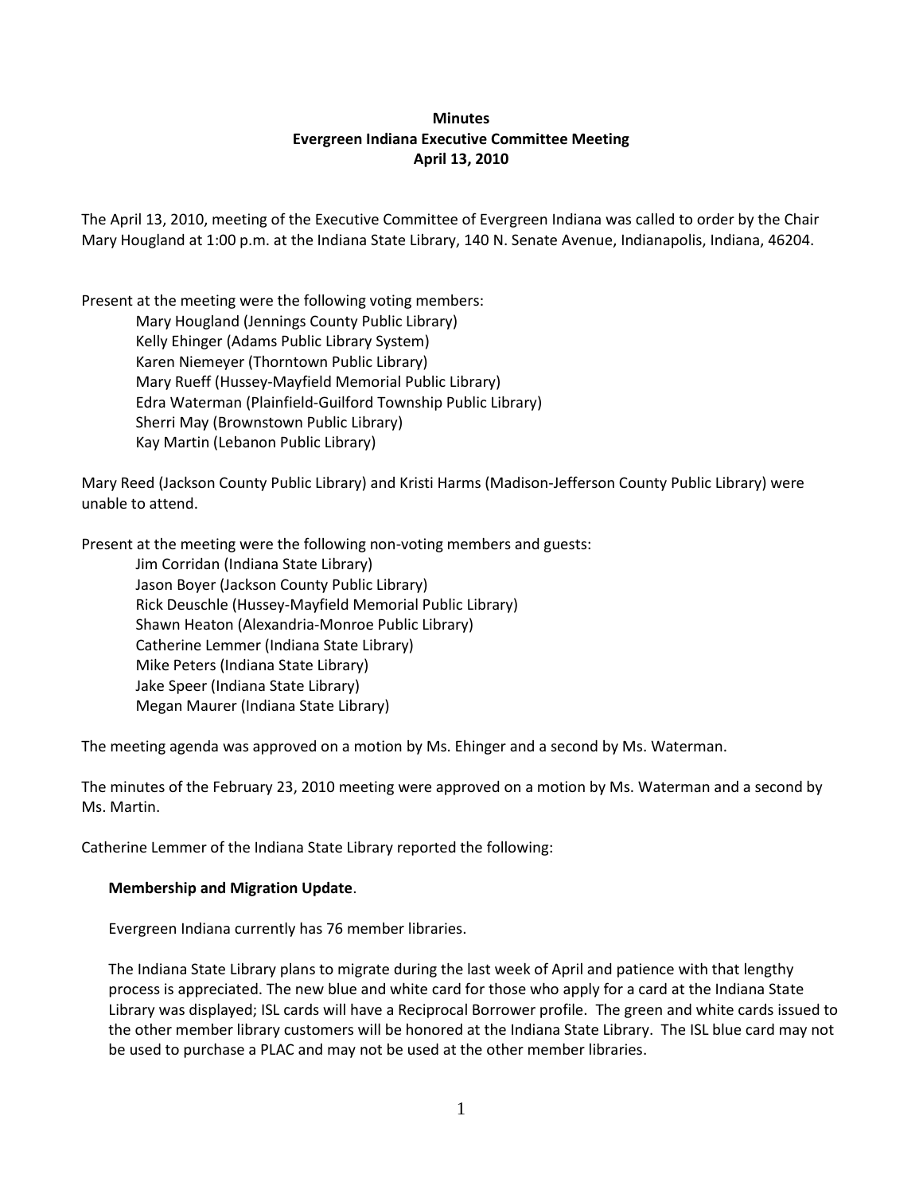**Minutes**
**Evergreen Indiana Executive Committee Meeting**
**April 13, 2010**

The April 13, 2010, meeting of the Executive Committee of Evergreen Indiana was called to order by the Chair Mary Hougland at 1:00 p.m. at the Indiana State Library, 140 N. Senate Avenue, Indianapolis, Indiana, 46204.

Present at the meeting were the following voting members:

- Mary Hougland (Jennings County Public Library)
- Kelly Ehinger (Adams Public Library System)
- Karen Niemeyer (Thorntown Public Library)
- Mary Rueff (Hussey-Mayfield Memorial Public Library)
- Edra Waterman (Plainfield-Guilford Township Public Library)
- Sherri May (Brownstown Public Library)
- Kay Martin (Lebanon Public Library)

Mary Reed (Jackson County Public Library) and Kristi Harms (Madison-Jefferson County Public Library) were unable to attend.

Present at the meeting were the following non-voting members and guests:

- Jim Corridan (Indiana State Library)
- Jason Boyer (Jackson County Public Library)
- Rick Deuschle (Hussey-Mayfield Memorial Public Library)
- Shawn Heaton (Alexandria-Monroe Public Library)
- Catherine Lemmer (Indiana State Library)
- Mike Peters (Indiana State Library)
- Jake Speer (Indiana State Library)
- Megan Maurer (Indiana State Library)

The meeting agenda was approved on a motion by Ms. Ehinger and a second by Ms. Waterman.

The minutes of the February 23, 2010 meeting were approved on a motion by Ms. Waterman and a second by Ms. Martin.

Catherine Lemmer of the Indiana State Library reported the following:

**Membership and Migration Update**.

Evergreen Indiana currently has 76 member libraries.

The Indiana State Library plans to migrate during the last week of April and patience with that lengthy process is appreciated. The new blue and white card for those who apply for a card at the Indiana State Library was displayed; ISL cards will have a Reciprocal Borrower profile. The green and white cards issued to the other member library customers will be honored at the Indiana State Library. The ISL blue card may not be used to purchase a PLAC and may not be used at the other member libraries.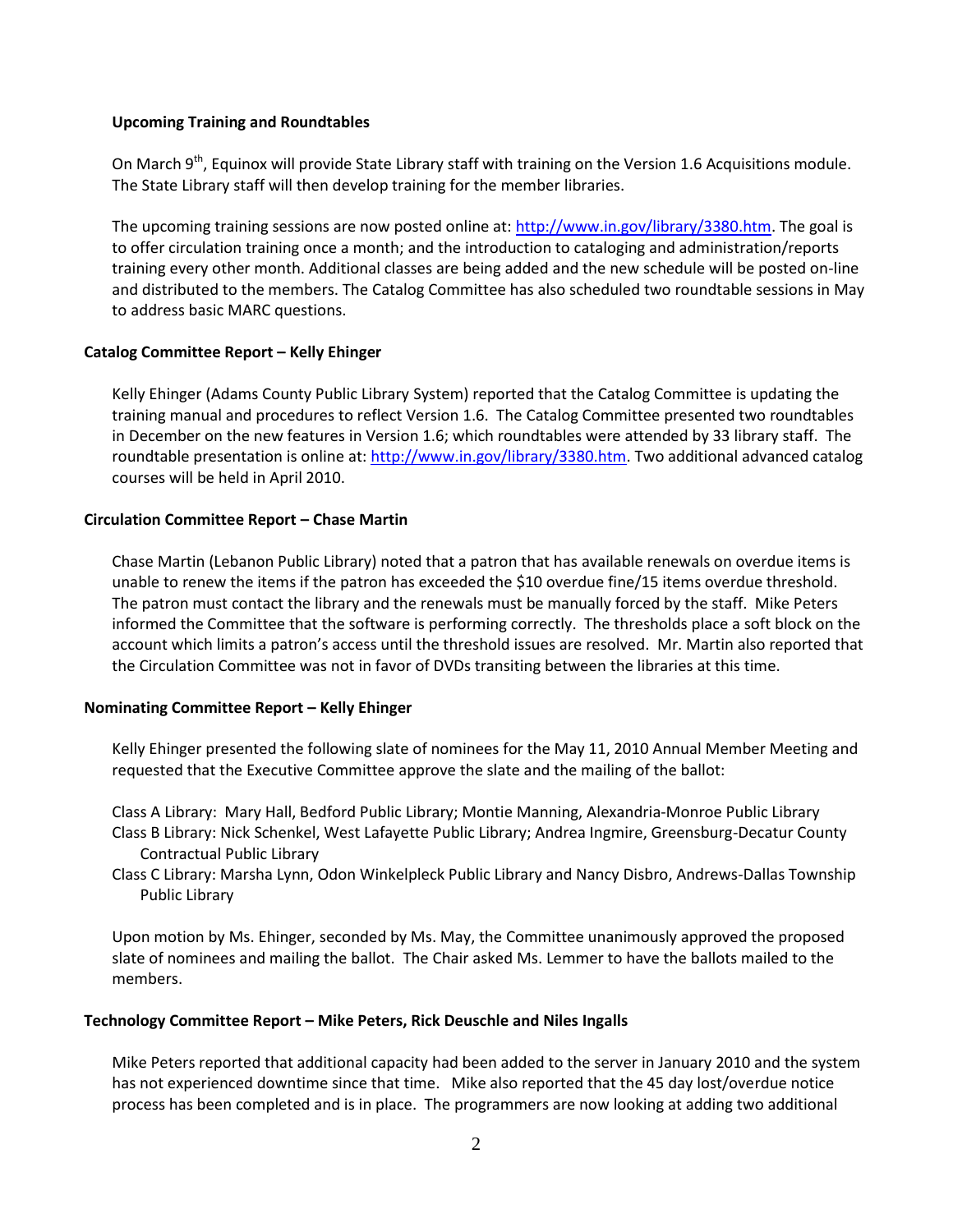**Upcoming Training and Roundtables**

On March 9th, Equinox will provide State Library staff with training on the Version 1.6 Acquisitions module. The State Library staff will then develop training for the member libraries.

The upcoming training sessions are now posted online at: http://www.in.gov/library/3380.htm. The goal is to offer circulation training once a month; and the introduction to cataloging and administration/reports training every other month. Additional classes are being added and the new schedule will be posted on-line and distributed to the members. The Catalog Committee has also scheduled two roundtable sessions in May to address basic MARC questions.

**Catalog Committee Report – Kelly Ehinger**

Kelly Ehinger (Adams County Public Library System) reported that the Catalog Committee is updating the training manual and procedures to reflect Version 1.6. The Catalog Committee presented two roundtables in December on the new features in Version 1.6; which roundtables were attended by 33 library staff. The roundtable presentation is online at: http://www.in.gov/library/3380.htm. Two additional advanced catalog courses will be held in April 2010.

**Circulation Committee Report – Chase Martin**

Chase Martin (Lebanon Public Library) noted that a patron that has available renewals on overdue items is unable to renew the items if the patron has exceeded the $10 overdue fine/15 items overdue threshold. The patron must contact the library and the renewals must be manually forced by the staff. Mike Peters informed the Committee that the software is performing correctly. The thresholds place a soft block on the account which limits a patron's access until the threshold issues are resolved. Mr. Martin also reported that the Circulation Committee was not in favor of DVDs transiting between the libraries at this time.

**Nominating Committee Report – Kelly Ehinger**

Kelly Ehinger presented the following slate of nominees for the May 11, 2010 Annual Member Meeting and requested that the Executive Committee approve the slate and the mailing of the ballot:

Class A Library: Mary Hall, Bedford Public Library; Montie Manning, Alexandria-Monroe Public Library
Class B Library: Nick Schenkel, West Lafayette Public Library; Andrea Ingmire, Greensburg-Decatur County Contractual Public Library
Class C Library: Marsha Lynn, Odon Winkelpleck Public Library and Nancy Disbro, Andrews-Dallas Township Public Library

Upon motion by Ms. Ehinger, seconded by Ms. May, the Committee unanimously approved the proposed slate of nominees and mailing the ballot. The Chair asked Ms. Lemmer to have the ballots mailed to the members.

**Technology Committee Report – Mike Peters, Rick Deuschle and Niles Ingalls**

Mike Peters reported that additional capacity had been added to the server in January 2010 and the system has not experienced downtime since that time. Mike also reported that the 45 day lost/overdue notice process has been completed and is in place. The programmers are now looking at adding two additional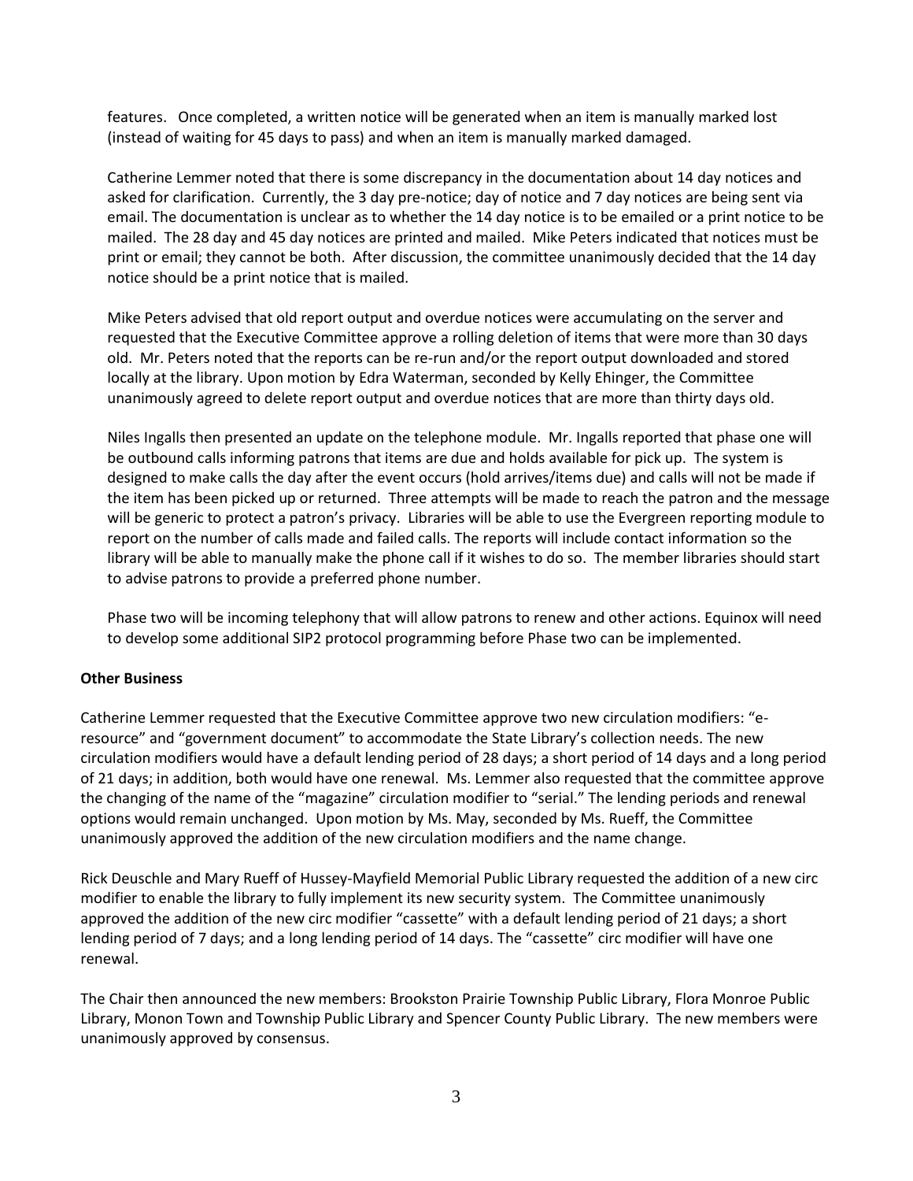features. Once completed, a written notice will be generated when an item is manually marked lost (instead of waiting for 45 days to pass) and when an item is manually marked damaged.

Catherine Lemmer noted that there is some discrepancy in the documentation about 14 day notices and asked for clarification. Currently, the 3 day pre-notice; day of notice and 7 day notices are being sent via email. The documentation is unclear as to whether the 14 day notice is to be emailed or a print notice to be mailed. The 28 day and 45 day notices are printed and mailed. Mike Peters indicated that notices must be print or email; they cannot be both. After discussion, the committee unanimously decided that the 14 day notice should be a print notice that is mailed.

Mike Peters advised that old report output and overdue notices were accumulating on the server and requested that the Executive Committee approve a rolling deletion of items that were more than 30 days old. Mr. Peters noted that the reports can be re-run and/or the report output downloaded and stored locally at the library. Upon motion by Edra Waterman, seconded by Kelly Ehinger, the Committee unanimously agreed to delete report output and overdue notices that are more than thirty days old.

Niles Ingalls then presented an update on the telephone module. Mr. Ingalls reported that phase one will be outbound calls informing patrons that items are due and holds available for pick up. The system is designed to make calls the day after the event occurs (hold arrives/items due) and calls will not be made if the item has been picked up or returned. Three attempts will be made to reach the patron and the message will be generic to protect a patron's privacy. Libraries will be able to use the Evergreen reporting module to report on the number of calls made and failed calls. The reports will include contact information so the library will be able to manually make the phone call if it wishes to do so. The member libraries should start to advise patrons to provide a preferred phone number.

Phase two will be incoming telephony that will allow patrons to renew and other actions. Equinox will need to develop some additional SIP2 protocol programming before Phase two can be implemented.

**Other Business**

Catherine Lemmer requested that the Executive Committee approve two new circulation modifiers: "e-resource" and "government document" to accommodate the State Library's collection needs. The new circulation modifiers would have a default lending period of 28 days; a short period of 14 days and a long period of 21 days; in addition, both would have one renewal. Ms. Lemmer also requested that the committee approve the changing of the name of the "magazine" circulation modifier to "serial." The lending periods and renewal options would remain unchanged. Upon motion by Ms. May, seconded by Ms. Rueff, the Committee unanimously approved the addition of the new circulation modifiers and the name change.

Rick Deuschle and Mary Rueff of Hussey-Mayfield Memorial Public Library requested the addition of a new circ modifier to enable the library to fully implement its new security system. The Committee unanimously approved the addition of the new circ modifier "cassette" with a default lending period of 21 days; a short lending period of 7 days; and a long lending period of 14 days. The "cassette" circ modifier will have one renewal.

The Chair then announced the new members: Brookston Prairie Township Public Library, Flora Monroe Public Library, Monon Town and Township Public Library and Spencer County Public Library. The new members were unanimously approved by consensus.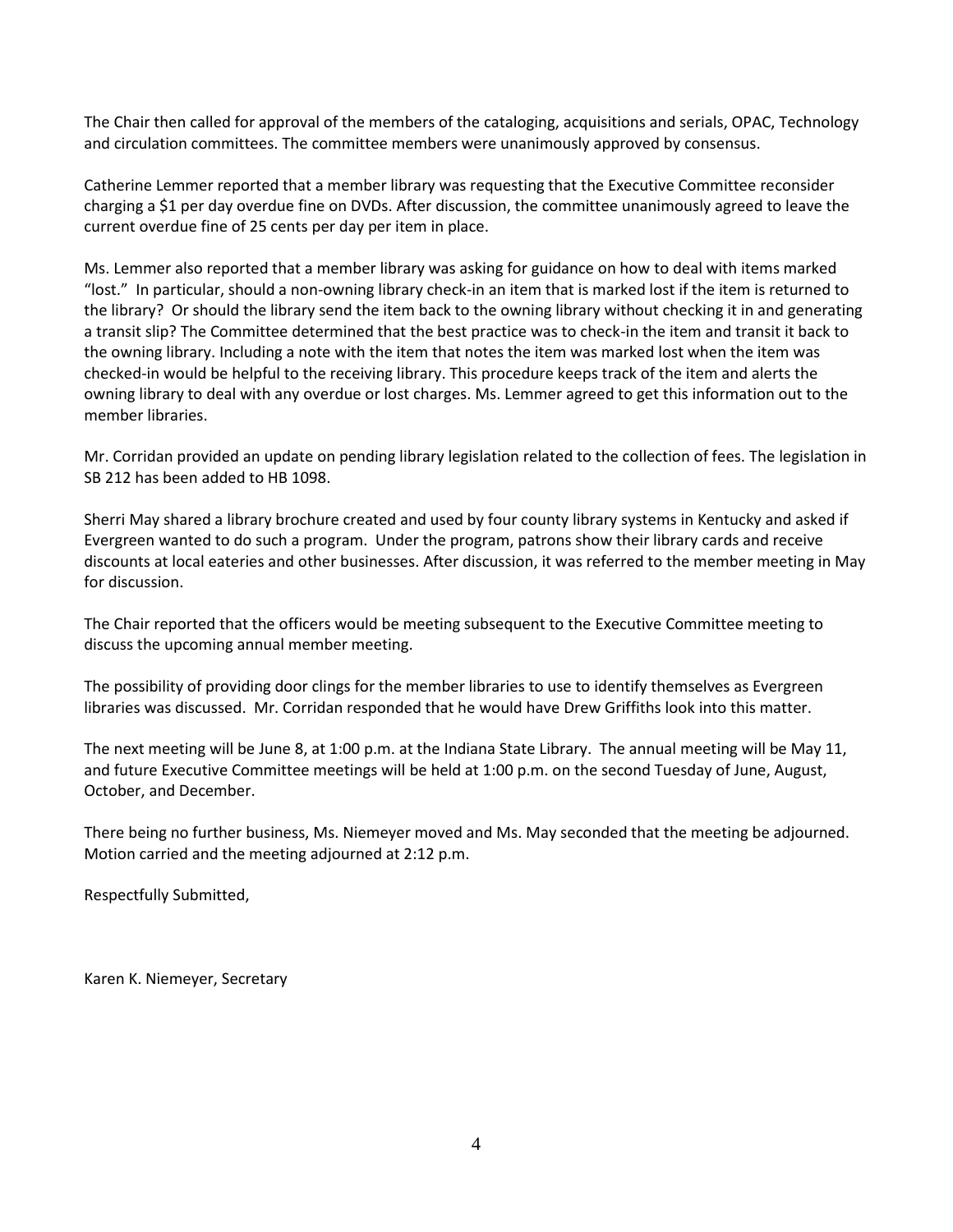The Chair then called for approval of the members of the cataloging, acquisitions and serials, OPAC, Technology and circulation committees. The committee members were unanimously approved by consensus.

Catherine Lemmer reported that a member library was requesting that the Executive Committee reconsider charging a $1 per day overdue fine on DVDs. After discussion, the committee unanimously agreed to leave the current overdue fine of 25 cents per day per item in place.

Ms. Lemmer also reported that a member library was asking for guidance on how to deal with items marked "lost." In particular, should a non-owning library check-in an item that is marked lost if the item is returned to the library? Or should the library send the item back to the owning library without checking it in and generating a transit slip? The Committee determined that the best practice was to check-in the item and transit it back to the owning library. Including a note with the item that notes the item was marked lost when the item was checked-in would be helpful to the receiving library. This procedure keeps track of the item and alerts the owning library to deal with any overdue or lost charges. Ms. Lemmer agreed to get this information out to the member libraries.

Mr. Corridan provided an update on pending library legislation related to the collection of fees. The legislation in SB 212 has been added to HB 1098.

Sherri May shared a library brochure created and used by four county library systems in Kentucky and asked if Evergreen wanted to do such a program. Under the program, patrons show their library cards and receive discounts at local eateries and other businesses. After discussion, it was referred to the member meeting in May for discussion.

The Chair reported that the officers would be meeting subsequent to the Executive Committee meeting to discuss the upcoming annual member meeting.

The possibility of providing door clings for the member libraries to use to identify themselves as Evergreen libraries was discussed. Mr. Corridan responded that he would have Drew Griffiths look into this matter.

The next meeting will be June 8, at 1:00 p.m. at the Indiana State Library. The annual meeting will be May 11, and future Executive Committee meetings will be held at 1:00 p.m. on the second Tuesday of June, August, October, and December.

There being no further business, Ms. Niemeyer moved and Ms. May seconded that the meeting be adjourned. Motion carried and the meeting adjourned at 2:12 p.m.

Respectfully Submitted,

Karen K. Niemeyer, Secretary